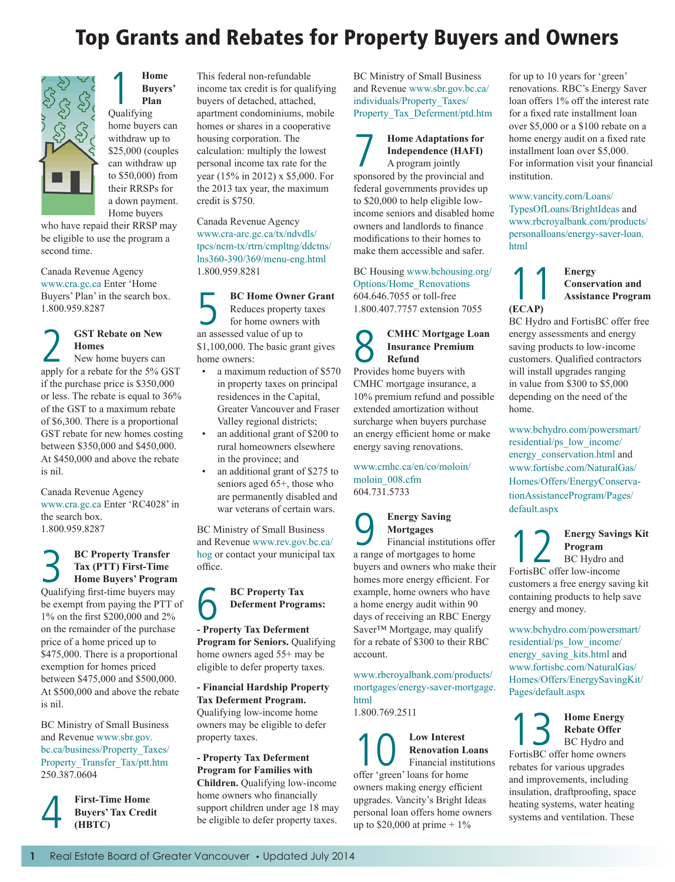# Top Grants and Rebates for Property Buyers and Owners

## 1 Home Buyers' Plan

Qualifying home buyers can withdraw up to $25,000 (couples can withdraw up to $50,000) from their RRSPs for a down payment. Home buyers who have repaid their RRSP may be eligible to use the program a second time.

Canada Revenue Agency www.cra.gc.ca Enter 'Home Buyers' Plan' in the search box. 1.800.959.8287

## 2 GST Rebate on New Homes

New home buyers can apply for a rebate for the 5% GST if the purchase price is $350,000 or less. The rebate is equal to 36% of the GST to a maximum rebate of $6,300. There is a proportional GST rebate for new homes costing between $350,000 and $450,000. At $450,000 and above the rebate is nil.

Canada Revenue Agency www.cra.gc.ca Enter 'RC4028' in the search box. 1.800.959.8287

## 3 BC Property Transfer Tax (PTT) First-Time Home Buyers' Program

Qualifying first-time buyers may be exempt from paying the PTT of 1% on the first $200,000 and 2% on the remainder of the purchase price of a home priced up to $475,000. There is a proportional exemption for homes priced between $475,000 and $500,000. At $500,000 and above the rebate is nil.

BC Ministry of Small Business and Revenue www.sbr.gov.bc.ca/business/Property_Taxes/Property_Transfer_Tax/ptt.htm 250.387.0604

## 4 First-Time Home Buyers' Tax Credit (HBTC)

This federal non-refundable income tax credit is for qualifying buyers of detached, attached, apartment condominiums, mobile homes or shares in a cooperative housing corporation. The calculation: multiply the lowest personal income tax rate for the year (15% in 2012) x $5,000. For the 2013 tax year, the maximum credit is $750.

Canada Revenue Agency www.cra-arc.gc.ca/tx/ndvdls/tpcs/ncm-tx/rtrn/cmpltng/ddctns/lns360-390/369/menu-eng.html 1.800.959.8281

## 5 BC Home Owner Grant

Reduces property taxes for home owners with an assessed value of up to $1,100,000. The basic grant gives home owners:

- a maximum reduction of $570 in property taxes on principal residences in the Capital, Greater Vancouver and Fraser Valley regional districts;
- an additional grant of $200 to rural homeowners elsewhere in the province; and
- an additional grant of $275 to seniors aged 65+, those who are permanently disabled and war veterans of certain wars.

BC Ministry of Small Business and Revenue www.rev.gov.bc.ca/hog or contact your municipal tax office.

## 6 BC Property Tax Deferment Programs:

**- Property Tax Deferment Program for Seniors.** Qualifying home owners aged 55+ may be eligible to defer property taxes.

**- Financial Hardship Property Tax Deferment Program.** Qualifying low-income home owners may be eligible to defer property taxes.

**- Property Tax Deferment Program for Families with Children.** Qualifying low-income home owners who financially support children under age 18 may be eligible to defer property taxes.

BC Ministry of Small Business and Revenue www.sbr.gov.bc.ca/individuals/Property_Taxes/Property_Tax_Deferment/ptd.htm

## 7 Home Adaptations for Independence (HAFI)

A program jointly sponsored by the provincial and federal governments provides up to $20,000 to help eligible low-income seniors and disabled home owners and landlords to finance modifications to their homes to make them accessible and safer.

BC Housing www.bchousing.org/Options/Home_Renovations 604.646.7055 or toll-free 1.800.407.7757 extension 7055

## 8 CMHC Mortgage Loan Insurance Premium Refund

Provides home buyers with CMHC mortgage insurance, a 10% premium refund and possible extended amortization without surcharge when buyers purchase an energy efficient home or make energy saving renovations.

www.cmhc.ca/en/co/moloin/moloin_008.cfm 604.731.5733

## 9 Energy Saving Mortgages

Financial institutions offer a range of mortgages to home buyers and owners who make their homes more energy efficient. For example, home owners who have a home energy audit within 90 days of receiving an RBC Energy Saver™ Mortgage, may qualify for a rebate of $300 to their RBC account.

www.rbcroyalbank.com/products/mortgages/energy-saver-mortgage.html 1.800.769.2511

## 10 Low Interest Renovation Loans

Financial institutions offer 'green' loans for home owners making energy efficient upgrades. Vancity's Bright Ideas personal loan offers home owners up to $20,000 at prime + 1% for up to 10 years for 'green' renovations. RBC's Energy Saver loan offers 1% off the interest rate for a fixed rate installment loan over $5,000 or a $100 rebate on a home energy audit on a fixed rate installment loan over $5,000. For information visit your financial institution.

www.vancity.com/Loans/TypesOfLoans/BrightIdeas and www.rbcroyalbank.com/products/personalloans/energy-saver-loan.html

## 11 Energy Conservation and Assistance Program (ECAP)

BC Hydro and FortisBC offer free energy assessments and energy saving products to low-income customers. Qualified contractors will install upgrades ranging in value from $300 to $5,000 depending on the need of the home.

www.bchydro.com/powersmart/residential/ps_low_income/energy_conservation.html and www.fortisbc.com/NaturalGas/Homes/Offers/EnergyConservationAssistanceProgram/Pages/default.aspx

## 12 Energy Savings Kit Program

BC Hydro and FortisBC offer low-income customers a free energy saving kit containing products to help save energy and money.

www.bchydro.com/powersmart/residential/ps_low_income/energy_saving_kits.html and www.fortisbc.com/NaturalGas/Homes/Offers/EnergySavingKit/Pages/default.aspx

## 13 Home Energy Rebate Offer

BC Hydro and FortisBC offer home owners rebates for various upgrades and improvements, including insulation, draftproofing, space heating systems, water heating systems and ventilation. These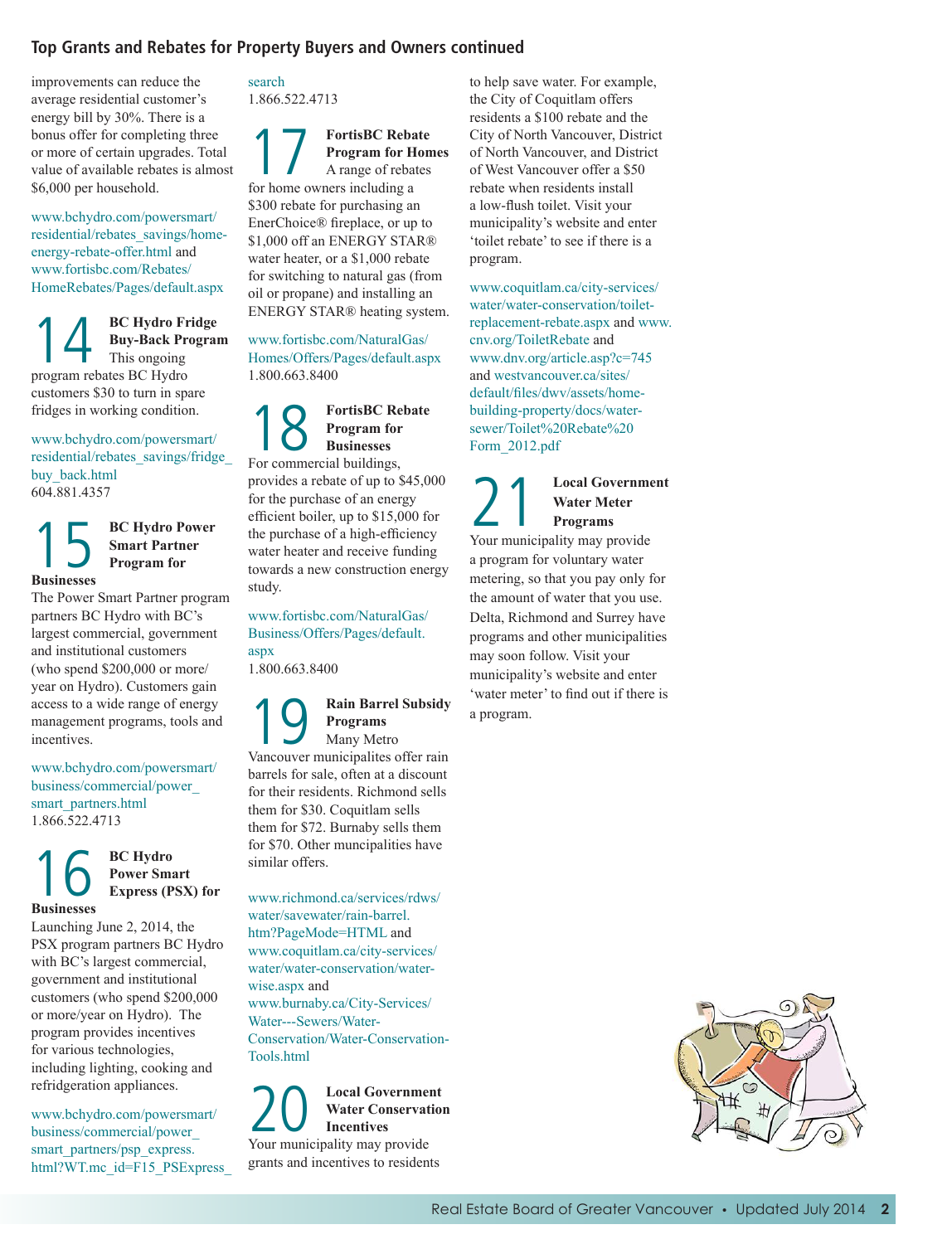## Top Grants and Rebates for Property Buyers and Owners continued

improvements can reduce the average residential customer's energy bill by 30%. There is a bonus offer for completing three or more of certain upgrades. Total value of available rebates is almost $6,000 per household.

www.bchydro.com/powersmart/residential/rebates_savings/home-energy-rebate-offer.html and www.fortisbc.com/Rebates/HomeRebates/Pages/default.aspx

### 14 BC Hydro Fridge Buy-Back Program

This ongoing program rebates BC Hydro customers $30 to turn in spare fridges in working condition.

www.bchydro.com/powersmart/residential/rebates_savings/fridge_buy_back.html
604.881.4357

### 15 BC Hydro Power Smart Partner Program for Businesses

The Power Smart Partner program partners BC Hydro with BC's largest commercial, government and institutional customers (who spend $200,000 or more/year on Hydro). Customers gain access to a wide range of energy management programs, tools and incentives.

www.bchydro.com/powersmart/business/commercial/power_smart_partners.html
1.866.522.4713

### 16 BC Hydro Power Smart Express (PSX) for Businesses

Launching June 2, 2014, the PSX program partners BC Hydro with BC's largest commercial, government and institutional customers (who spend $200,000 or more/year on Hydro). The program provides incentives for various technologies, including lighting, cooking and refridgeration appliances.

www.bchydro.com/powersmart/business/commercial/power_smart_partners/psp_express.html?WT.mc_id=F15_PSExpress_search
1.866.522.4713

### 17 FortisBC Rebate Program for Homes

A range of rebates for home owners including a $300 rebate for purchasing an EnerChoice® fireplace, or up to $1,000 off an ENERGY STAR® water heater, or a $1,000 rebate for switching to natural gas (from oil or propane) and installing an ENERGY STAR® heating system.

www.fortisbc.com/NaturalGas/Homes/Offers/Pages/default.aspx
1.800.663.8400

### 18 FortisBC Rebate Program for Businesses

For commercial buildings, provides a rebate of up to $45,000 for the purchase of an energy efficient boiler, up to $15,000 for the purchase of a high-efficiency water heater and receive funding towards a new construction energy study.

www.fortisbc.com/NaturalGas/Business/Offers/Pages/default.aspx
1.800.663.8400

### 19 Rain Barrel Subsidy Programs

Many Metro Vancouver municipalites offer rain barrels for sale, often at a discount for their residents. Richmond sells them for $30. Coquitlam sells them for $72. Burnaby sells them for $70. Other muncipalities have similar offers.

www.richmond.ca/services/rdws/water/savewater/rain-barrel.htm?PageMode=HTML and www.coquitlam.ca/city-services/water/water-conservation/water-wise.aspx and www.burnaby.ca/City-Services/Water---Sewers/Water-Conservation/Water-Conservation-Tools.html

### 20 Local Government Water Conservation Incentives

Your municipality may provide grants and incentives to residents to help save water. For example, the City of Coquitlam offers residents a $100 rebate and the City of North Vancouver, District of North Vancouver, and District of West Vancouver offer a $50 rebate when residents install a low-flush toilet. Visit your municipality's website and enter 'toilet rebate' to see if there is a program.

www.coquitlam.ca/city-services/water/water-conservation/toilet-replacement-rebate.aspx and www.cnv.org/ToiletRebate and www.dnv.org/article.asp?c=745 and westvancouver.ca/sites/default/files/dwv/assets/home-building-property/docs/water-sewer/Toilet%20Rebate%20Form_2012.pdf

### 21 Local Government Water Meter Programs

Your municipality may provide a program for voluntary water metering, so that you pay only for the amount of water that you use. Delta, Richmond and Surrey have programs and other municipalities may soon follow. Visit your municipality's website and enter 'water meter' to find out if there is a program.